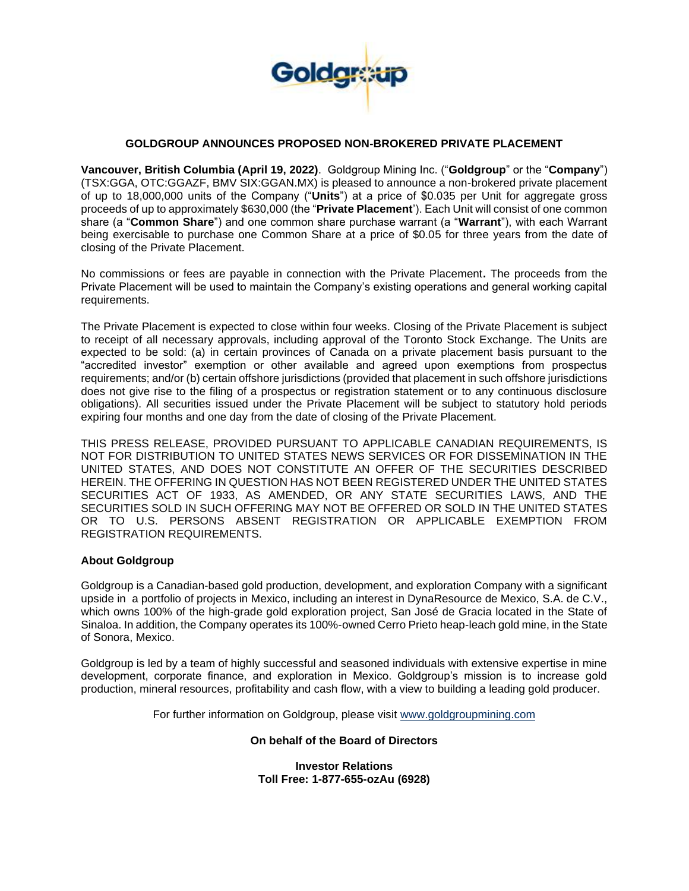## GOLDGROUP ANNOUNCES PROPOSED NON-BROKERED PRIVATE PLACEMENT

**Vancouver, British Columbia (April 19, 2022)**. Goldgroup Mining Inc. ("**Goldgroup**" or the "**Company**") (TSX:GGA, OTC:GGAZF, BMV SIX:GGAN.MX) is pleased to announce a non-brokered private placement of up to 18,000,000 units of the Company ("**Units**") at a price of $0.035 per Unit for aggregate gross proceeds of up to approximately $630,000 (the "**Private Placement**'). Each Unit will consist of one common share (a "**Common Share**") and one common share purchase warrant (a "**Warrant**"), with each Warrant being exercisable to purchase one Common Share at a price of $0.05 for three years from the date of closing of the Private Placement.

No commissions or fees are payable in connection with the Private Placement**.** The proceeds from the Private Placement will be used to maintain the Company's existing operations and general working capital requirements.

The Private Placement is expected to close within four weeks. Closing of the Private Placement is subject to receipt of all necessary approvals, including approval of the Toronto Stock Exchange. The Units are expected to be sold: (a) in certain provinces of Canada on a private placement basis pursuant to the "accredited investor" exemption or other available and agreed upon exemptions from prospectus requirements; and/or (b) certain offshore jurisdictions (provided that placement in such offshore jurisdictions does not give rise to the filing of a prospectus or registration statement or to any continuous disclosure obligations). All securities issued under the Private Placement will be subject to statutory hold periods expiring four months and one day from the date of closing of the Private Placement.

THIS PRESS RELEASE, PROVIDED PURSUANT TO APPLICABLE CANADIAN REQUIREMENTS, IS NOT FOR DISTRIBUTION TO UNITED STATES NEWS SERVICES OR FOR DISSEMINATION IN THE UNITED STATES, AND DOES NOT CONSTITUTE AN OFFER OF THE SECURITIES DESCRIBED HEREIN. THE OFFERING IN QUESTION HAS NOT BEEN REGISTERED UNDER THE UNITED STATES SECURITIES ACT OF 1933, AS AMENDED, OR ANY STATE SECURITIES LAWS, AND THE SECURITIES SOLD IN SUCH OFFERING MAY NOT BE OFFERED OR SOLD IN THE UNITED STATES OR TO U.S. PERSONS ABSENT REGISTRATION OR APPLICABLE EXEMPTION FROM REGISTRATION REQUIREMENTS.

### About Goldgroup

Goldgroup is a Canadian-based gold production, development, and exploration Company with a significant upside in a portfolio of projects in Mexico, including an interest in DynaResource de Mexico, S.A. de C.V., which owns 100% of the high-grade gold exploration project, San José de Gracia located in the State of Sinaloa. In addition, the Company operates its 100%-owned Cerro Prieto heap-leach gold mine, in the State of Sonora, Mexico.

Goldgroup is led by a team of highly successful and seasoned individuals with extensive expertise in mine development, corporate finance, and exploration in Mexico. Goldgroup's mission is to increase gold production, mineral resources, profitability and cash flow, with a view to building a leading gold producer.

For further information on Goldgroup, please visit www.goldgroupmining.com

**On behalf of the Board of Directors**

**Investor Relations**
**Toll Free: 1-877-655-ozAu (6928)**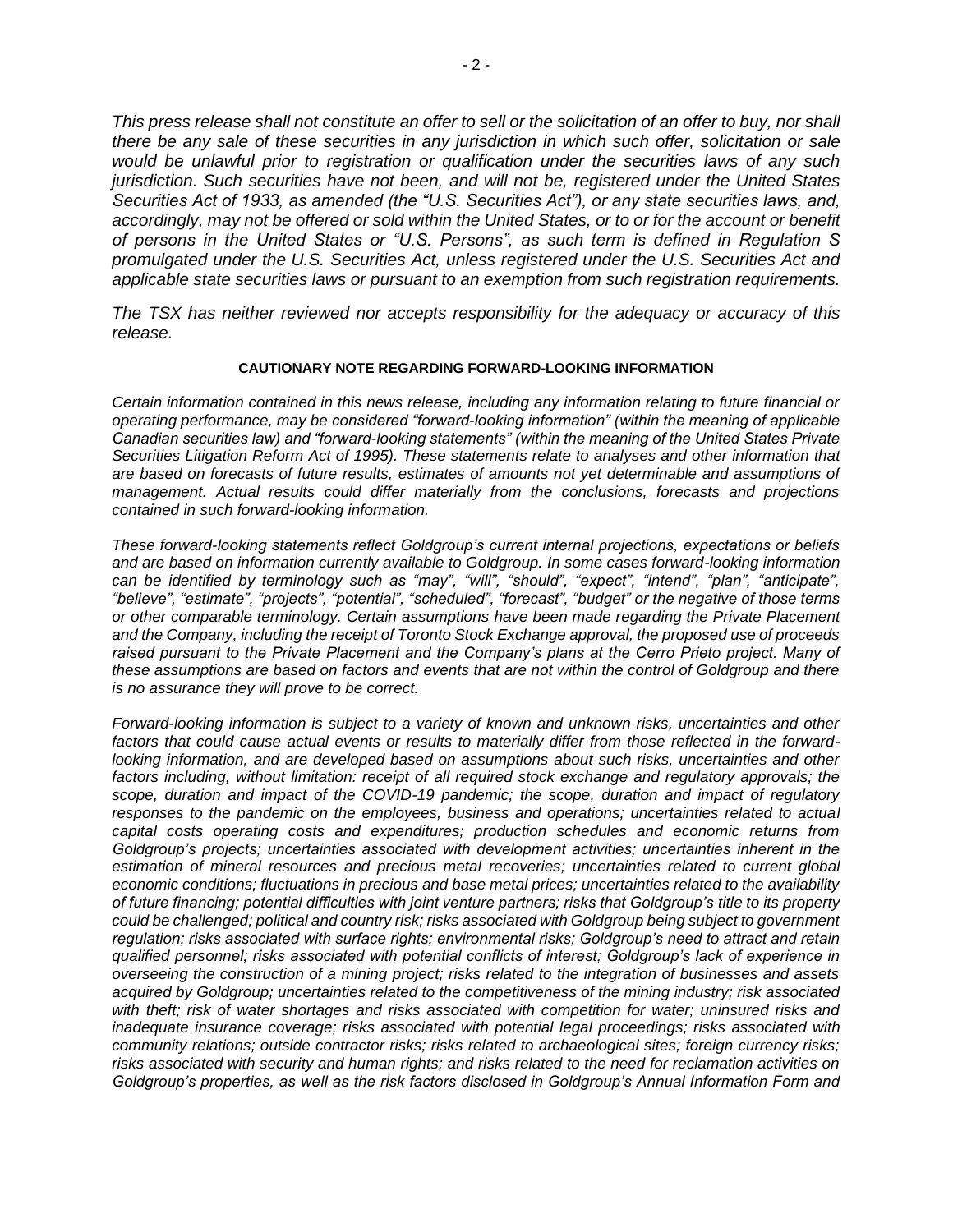*This press release shall not constitute an offer to sell or the solicitation of an offer to buy, nor shall there be any sale of these securities in any jurisdiction in which such offer, solicitation or sale would be unlawful prior to registration or qualification under the securities laws of any such jurisdiction. Such securities have not been, and will not be, registered under the United States Securities Act of 1933, as amended (the "U.S. Securities Act"), or any state securities laws, and, accordingly, may not be offered or sold within the United States, or to or for the account or benefit of persons in the United States or "U.S. Persons", as such term is defined in Regulation S promulgated under the U.S. Securities Act, unless registered under the U.S. Securities Act and applicable state securities laws or pursuant to an exemption from such registration requirements.*

*The TSX has neither reviewed nor accepts responsibility for the adequacy or accuracy of this release.*

**CAUTIONARY NOTE REGARDING FORWARD-LOOKING INFORMATION**

*Certain information contained in this news release, including any information relating to future financial or operating performance, may be considered "forward-looking information" (within the meaning of applicable Canadian securities law) and "forward-looking statements" (within the meaning of the United States Private Securities Litigation Reform Act of 1995). These statements relate to analyses and other information that are based on forecasts of future results, estimates of amounts not yet determinable and assumptions of management. Actual results could differ materially from the conclusions, forecasts and projections contained in such forward-looking information.*

*These forward-looking statements reflect Goldgroup's current internal projections, expectations or beliefs and are based on information currently available to Goldgroup. In some cases forward-looking information can be identified by terminology such as "may", "will", "should", "expect", "intend", "plan", "anticipate", "believe", "estimate", "projects", "potential", "scheduled", "forecast", "budget" or the negative of those terms or other comparable terminology. Certain assumptions have been made regarding the Private Placement and the Company, including the receipt of Toronto Stock Exchange approval, the proposed use of proceeds raised pursuant to the Private Placement and the Company's plans at the Cerro Prieto project. Many of these assumptions are based on factors and events that are not within the control of Goldgroup and there is no assurance they will prove to be correct.*

*Forward-looking information is subject to a variety of known and unknown risks, uncertainties and other factors that could cause actual events or results to materially differ from those reflected in the forward-looking information, and are developed based on assumptions about such risks, uncertainties and other factors including, without limitation: receipt of all required stock exchange and regulatory approvals; the scope, duration and impact of the COVID-19 pandemic; the scope, duration and impact of regulatory responses to the pandemic on the employees, business and operations; uncertainties related to actual capital costs operating costs and expenditures; production schedules and economic returns from Goldgroup's projects; uncertainties associated with development activities; uncertainties inherent in the estimation of mineral resources and precious metal recoveries; uncertainties related to current global economic conditions; fluctuations in precious and base metal prices; uncertainties related to the availability of future financing; potential difficulties with joint venture partners; risks that Goldgroup's title to its property could be challenged; political and country risk; risks associated with Goldgroup being subject to government regulation; risks associated with surface rights; environmental risks; Goldgroup's need to attract and retain qualified personnel; risks associated with potential conflicts of interest; Goldgroup's lack of experience in overseeing the construction of a mining project; risks related to the integration of businesses and assets acquired by Goldgroup; uncertainties related to the competitiveness of the mining industry; risk associated with theft; risk of water shortages and risks associated with competition for water; uninsured risks and inadequate insurance coverage; risks associated with potential legal proceedings; risks associated with community relations; outside contractor risks; risks related to archaeological sites; foreign currency risks; risks associated with security and human rights; and risks related to the need for reclamation activities on Goldgroup's properties, as well as the risk factors disclosed in Goldgroup's Annual Information Form and*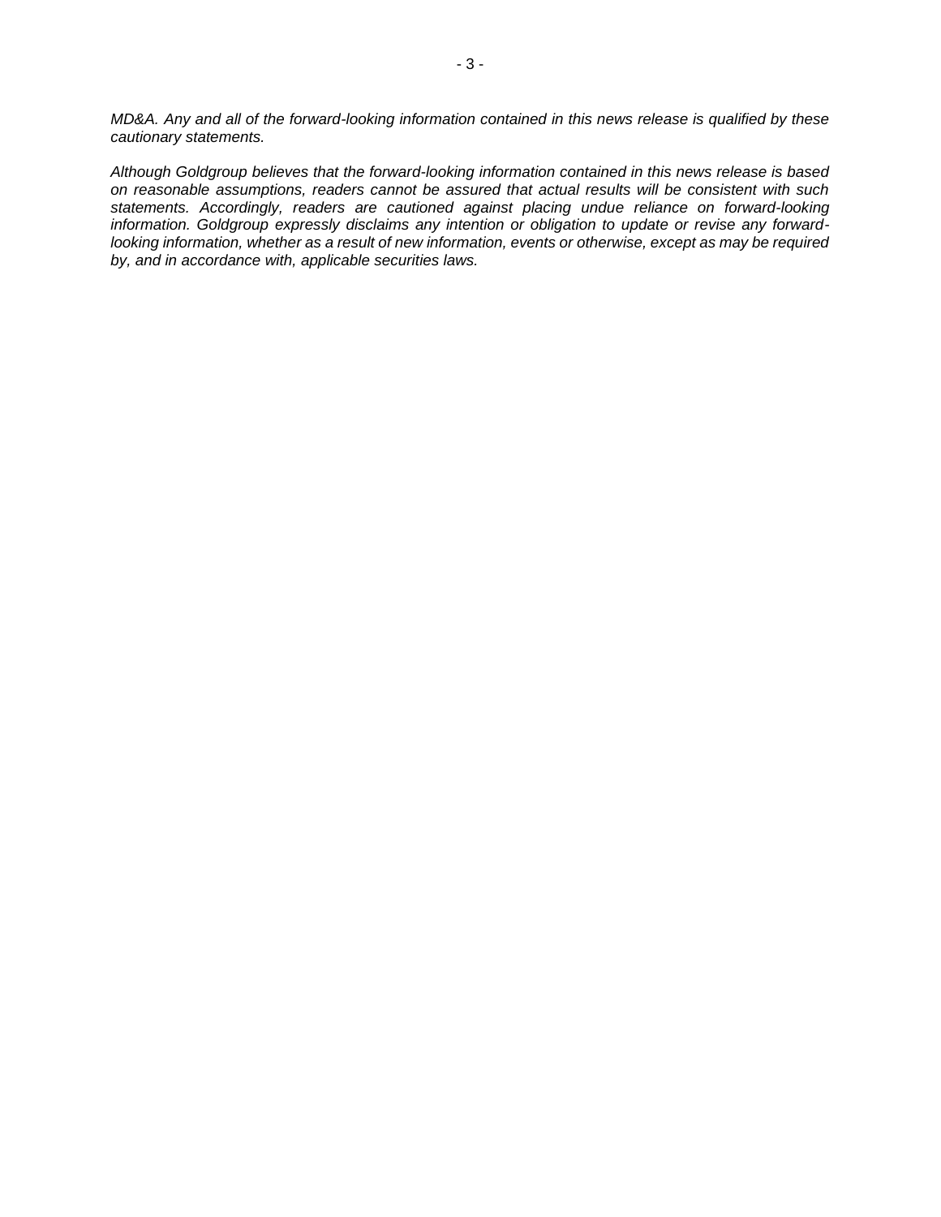*MD&A. Any and all of the forward-looking information contained in this news release is qualified by these cautionary statements.*

*Although Goldgroup believes that the forward-looking information contained in this news release is based on reasonable assumptions, readers cannot be assured that actual results will be consistent with such statements. Accordingly, readers are cautioned against placing undue reliance on forward-looking information. Goldgroup expressly disclaims any intention or obligation to update or revise any forward-looking information, whether as a result of new information, events or otherwise, except as may be required by, and in accordance with, applicable securities laws.*